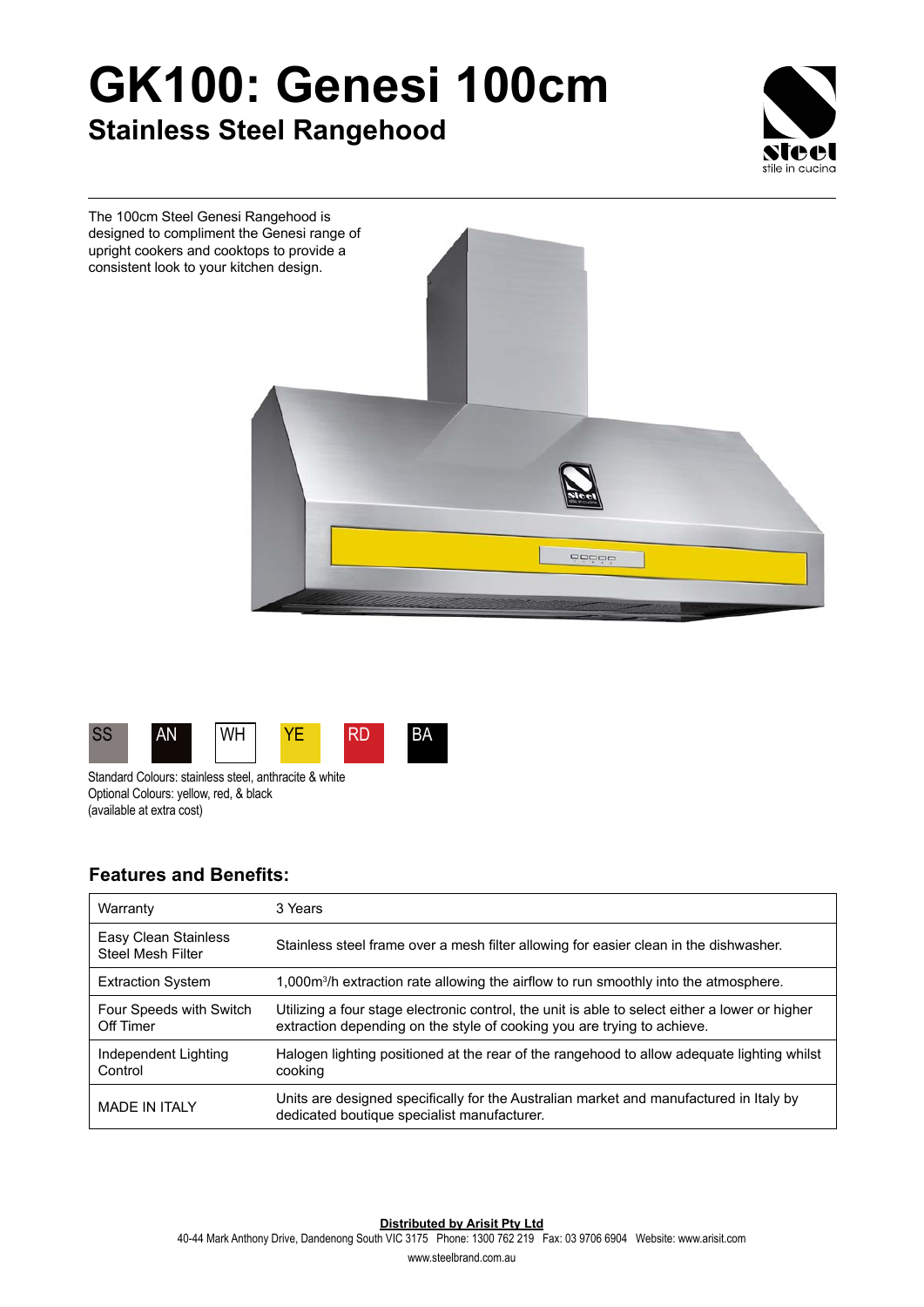# GK100: Genesi 100cm

## Stainless Steel Rangehood

The 100cm Steel Genesi Rangehood is designed to compliment the Genesi range of upright cookers and cooktops to provide a consistent look to your kitchen design.

SS AN WH YE RD BA

Standard Colours: stainless steel, anthracite & white
Optional Colours: yellow, red, & black
(available at extra cost)

### Features and Benefits:

| | |
|---|---|
| Warranty | 3 Years |
| Easy Clean Stainless Steel Mesh Filter | Stainless steel frame over a mesh filter allowing for easier clean in the dishwasher. |
| Extraction System | 1,000m³/h extraction rate allowing the airflow to run smoothly into the atmosphere. |
| Four Speeds with Switch Off Timer | Utilizing a four stage electronic control, the unit is able to select either a lower or higher extraction depending on the style of cooking you are trying to achieve. |
| Independent Lighting Control | Halogen lighting positioned at the rear of the rangehood to allow adequate lighting whilst cooking |
| MADE IN ITALY | Units are designed specifically for the Australian market and manufactured in Italy by dedicated boutique specialist manufacturer. |

**Distributed by Arisit Pty Ltd**
40-44 Mark Anthony Drive, Dandenong South VIC 3175 Phone: 1300 762 219 Fax: 03 9706 6904 Website: www.arisit.com
www.steelbrand.com.au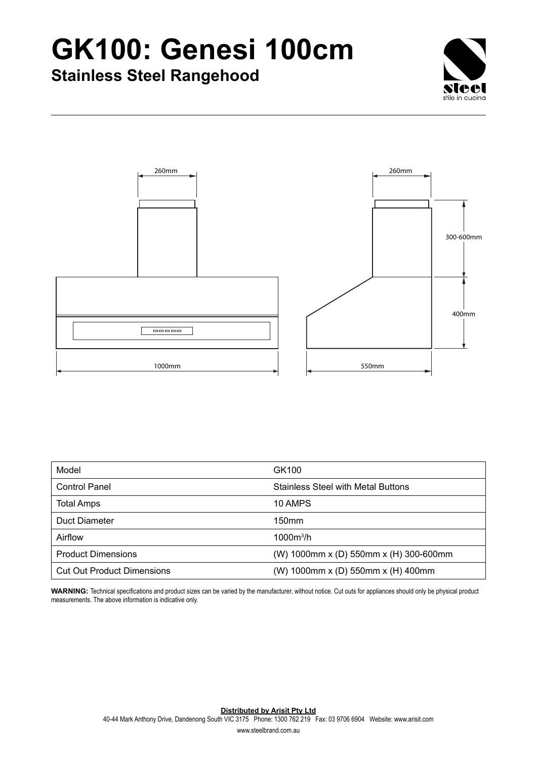# GK100: Genesi 100cm

## Stainless Steel Rangehood

steel
stile in cucina

260mm

260mm

300-600mm

400mm

1000mm

550mm

| | |
|---|---|
| Model | GK100 |
| Control Panel | Stainless Steel with Metal Buttons |
| Total Amps | 10 AMPS |
| Duct Diameter | 150mm |
| Airflow | $1000m^3/h$ |
| Product Dimensions | (W) 1000mm x (D) 550mm x (H) 300-600mm |
| Cut Out Product Dimensions | (W) 1000mm x (D) 550mm x (H) 400mm |

**WARNING:** Technical specifications and product sizes can be varied by the manufacturer, without notice. Cut outs for appliances should only be physical product measurements. The above information is indicative only.

**Distributed by Arisit Pty Ltd**
40-44 Mark Anthony Drive, Dandenong South VIC 3175 Phone: 1300 762 219 Fax: 03 9706 6904 Website: www.arisit.com
www.steelbrand.com.au